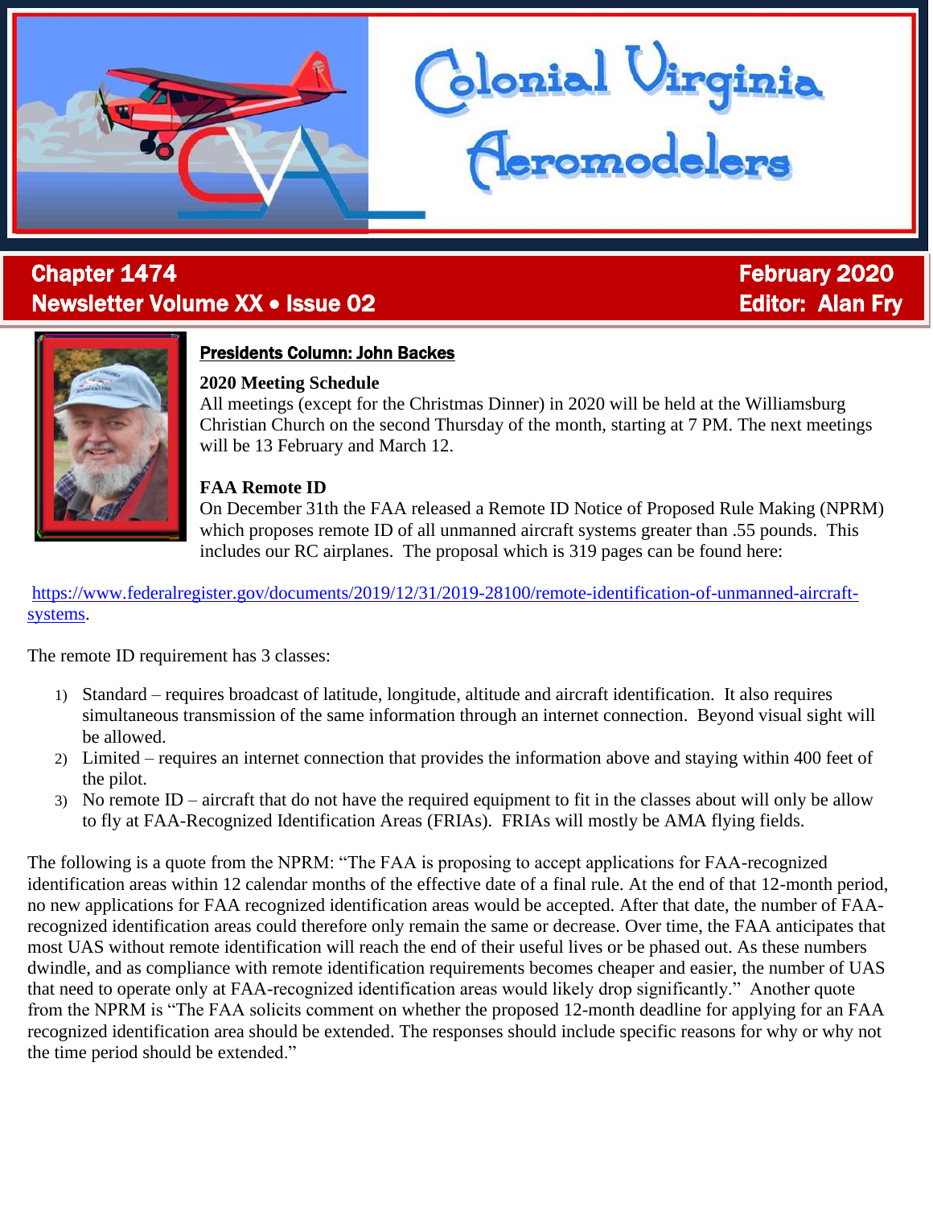# Colonial Virginia Aeromodelers

**Chapter 1474**
**Newsletter Volume XX • Issue 02**

**February 2020**
**Editor: Alan Fry**

## Presidents Column: John Backes

### 2020 Meeting Schedule

All meetings (except for the Christmas Dinner) in 2020 will be held at the Williamsburg Christian Church on the second Thursday of the month, starting at 7 PM. The next meetings will be 13 February and March 12.

### FAA Remote ID

On December 31th the FAA released a Remote ID Notice of Proposed Rule Making (NPRM) which proposes remote ID of all unmanned aircraft systems greater than .55 pounds. This includes our RC airplanes. The proposal which is 319 pages can be found here:

https://www.federalregister.gov/documents/2019/12/31/2019-28100/remote-identification-of-unmanned-aircraft-systems.

The remote ID requirement has 3 classes:

1) Standard – requires broadcast of latitude, longitude, altitude and aircraft identification. It also requires simultaneous transmission of the same information through an internet connection. Beyond visual sight will be allowed.
2) Limited – requires an internet connection that provides the information above and staying within 400 feet of the pilot.
3) No remote ID – aircraft that do not have the required equipment to fit in the classes about will only be allow to fly at FAA-Recognized Identification Areas (FRIAs). FRIAs will mostly be AMA flying fields.

The following is a quote from the NPRM: "The FAA is proposing to accept applications for FAA-recognized identification areas within 12 calendar months of the effective date of a final rule. At the end of that 12-month period, no new applications for FAA recognized identification areas would be accepted. After that date, the number of FAA-recognized identification areas could therefore only remain the same or decrease. Over time, the FAA anticipates that most UAS without remote identification will reach the end of their useful lives or be phased out. As these numbers dwindle, and as compliance with remote identification requirements becomes cheaper and easier, the number of UAS that need to operate only at FAA-recognized identification areas would likely drop significantly." Another quote from the NPRM is "The FAA solicits comment on whether the proposed 12-month deadline for applying for an FAA recognized identification area should be extended. The responses should include specific reasons for why or why not the time period should be extended."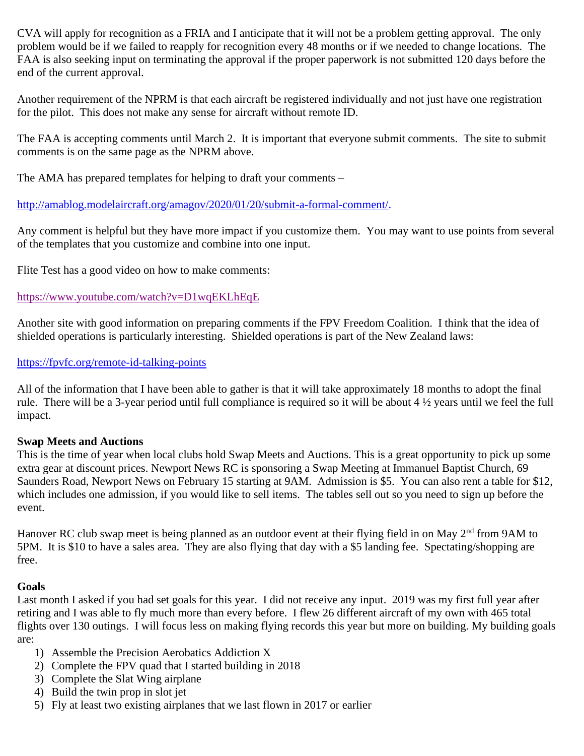CVA will apply for recognition as a FRIA and I anticipate that it will not be a problem getting approval. The only problem would be if we failed to reapply for recognition every 48 months or if we needed to change locations. The FAA is also seeking input on terminating the approval if the proper paperwork is not submitted 120 days before the end of the current approval.

Another requirement of the NPRM is that each aircraft be registered individually and not just have one registration for the pilot. This does not make any sense for aircraft without remote ID.

The FAA is accepting comments until March 2. It is important that everyone submit comments. The site to submit comments is on the same page as the NPRM above.

The AMA has prepared templates for helping to draft your comments –

http://amablog.modelaircraft.org/amagov/2020/01/20/submit-a-formal-comment/.

Any comment is helpful but they have more impact if you customize them. You may want to use points from several of the templates that you customize and combine into one input.

Flite Test has a good video on how to make comments:

https://www.youtube.com/watch?v=D1wqEKLhEqE

Another site with good information on preparing comments if the FPV Freedom Coalition. I think that the idea of shielded operations is particularly interesting. Shielded operations is part of the New Zealand laws:

https://fpvfc.org/remote-id-talking-points

All of the information that I have been able to gather is that it will take approximately 18 months to adopt the final rule. There will be a 3-year period until full compliance is required so it will be about 4 ½ years until we feel the full impact.

**Swap Meets and Auctions**

This is the time of year when local clubs hold Swap Meets and Auctions. This is a great opportunity to pick up some extra gear at discount prices. Newport News RC is sponsoring a Swap Meeting at Immanuel Baptist Church, 69 Saunders Road, Newport News on February 15 starting at 9AM. Admission is $5. You can also rent a table for $12, which includes one admission, if you would like to sell items. The tables sell out so you need to sign up before the event.

Hanover RC club swap meet is being planned as an outdoor event at their flying field in on May 2nd from 9AM to 5PM. It is $10 to have a sales area. They are also flying that day with a $5 landing fee. Spectating/shopping are free.

**Goals**

Last month I asked if you had set goals for this year. I did not receive any input. 2019 was my first full year after retiring and I was able to fly much more than every before. I flew 26 different aircraft of my own with 465 total flights over 130 outings. I will focus less on making flying records this year but more on building. My building goals are:

1) Assemble the Precision Aerobatics Addiction X
2) Complete the FPV quad that I started building in 2018
3) Complete the Slat Wing airplane
4) Build the twin prop in slot jet
5) Fly at least two existing airplanes that we last flown in 2017 or earlier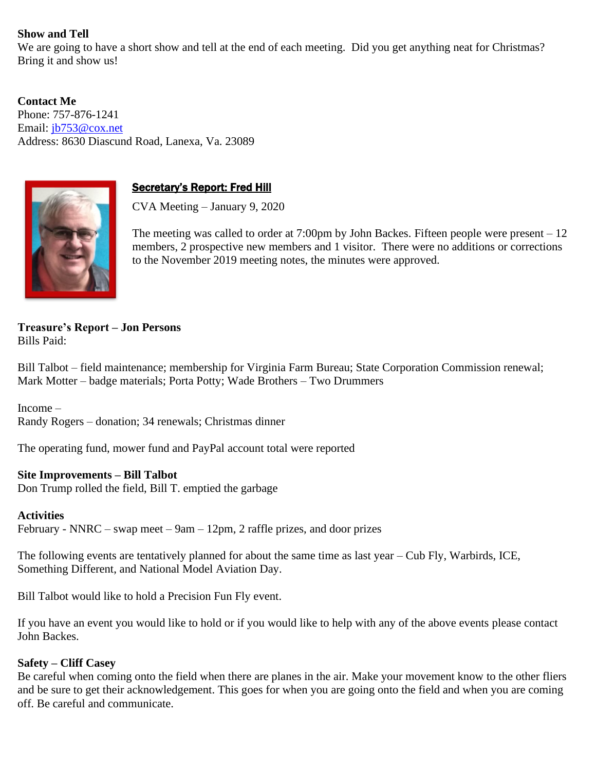**Show and Tell**

We are going to have a short show and tell at the end of each meeting. Did you get anything neat for Christmas? Bring it and show us!

**Contact Me**

Phone: 757-876-1241
Email: jb753@cox.net
Address: 8630 Diascund Road, Lanexa, Va. 23089

## Secretary's Report: Fred Hill

CVA Meeting – January 9, 2020

The meeting was called to order at 7:00pm by John Backes. Fifteen people were present – 12 members, 2 prospective new members and 1 visitor. There were no additions or corrections to the November 2019 meeting notes, the minutes were approved.

**Treasure's Report – Jon Persons**

Bills Paid:

Bill Talbot – field maintenance; membership for Virginia Farm Bureau; State Corporation Commission renewal; Mark Motter – badge materials; Porta Potty; Wade Brothers – Two Drummers

Income –
Randy Rogers – donation; 34 renewals; Christmas dinner

The operating fund, mower fund and PayPal account total were reported

**Site Improvements – Bill Talbot**

Don Trump rolled the field, Bill T. emptied the garbage

**Activities**

February - NNRC – swap meet – 9am – 12pm, 2 raffle prizes, and door prizes

The following events are tentatively planned for about the same time as last year – Cub Fly, Warbirds, ICE, Something Different, and National Model Aviation Day.

Bill Talbot would like to hold a Precision Fun Fly event.

If you have an event you would like to hold or if you would like to help with any of the above events please contact John Backes.

**Safety – Cliff Casey**

Be careful when coming onto the field when there are planes in the air. Make your movement know to the other fliers and be sure to get their acknowledgement. This goes for when you are going onto the field and when you are coming off. Be careful and communicate.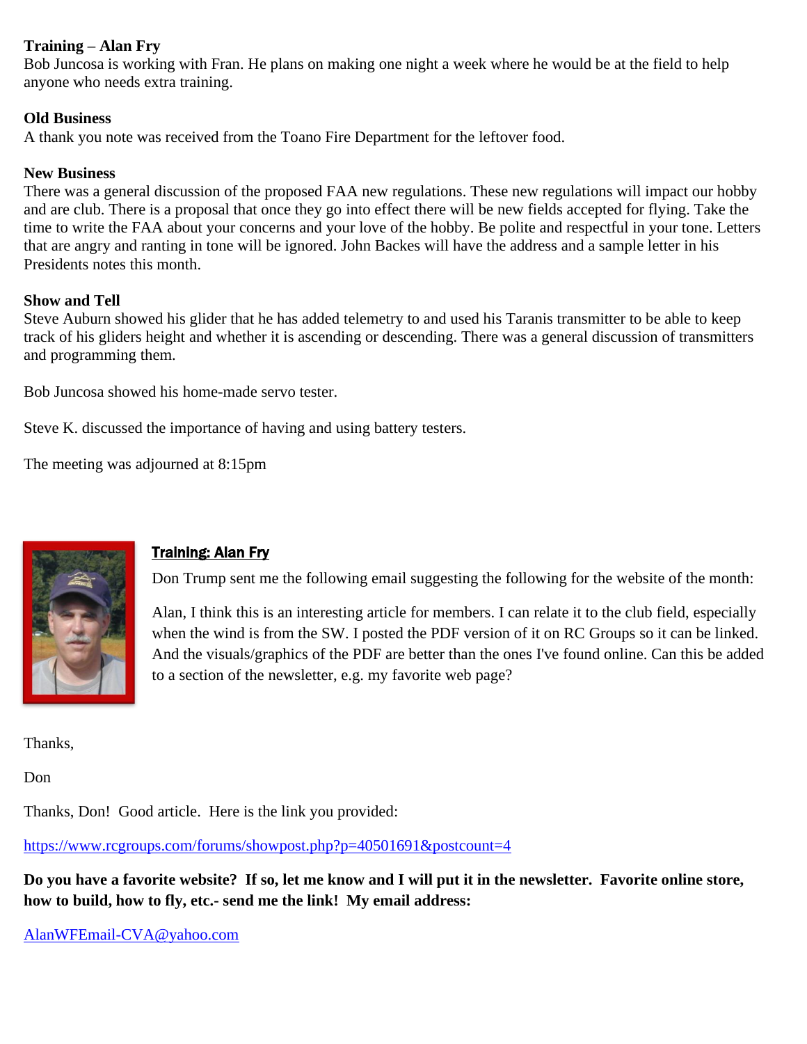**Training – Alan Fry**

Bob Juncosa is working with Fran. He plans on making one night a week where he would be at the field to help anyone who needs extra training.

**Old Business**

A thank you note was received from the Toano Fire Department for the leftover food.

**New Business**

There was a general discussion of the proposed FAA new regulations. These new regulations will impact our hobby and are club. There is a proposal that once they go into effect there will be new fields accepted for flying. Take the time to write the FAA about your concerns and your love of the hobby. Be polite and respectful in your tone. Letters that are angry and ranting in tone will be ignored. John Backes will have the address and a sample letter in his Presidents notes this month.

**Show and Tell**

Steve Auburn showed his glider that he has added telemetry to and used his Taranis transmitter to be able to keep track of his gliders height and whether it is ascending or descending. There was a general discussion of transmitters and programming them.

Bob Juncosa showed his home-made servo tester.

Steve K. discussed the importance of having and using battery testers.

The meeting was adjourned at 8:15pm

## Training: Alan Fry

Don Trump sent me the following email suggesting the following for the website of the month:

Alan, I think this is an interesting article for members. I can relate it to the club field, especially when the wind is from the SW. I posted the PDF version of it on RC Groups so it can be linked. And the visuals/graphics of the PDF are better than the ones I've found online. Can this be added to a section of the newsletter, e.g. my favorite web page?

Thanks,

Don

Thanks, Don! Good article. Here is the link you provided:

https://www.rcgroups.com/forums/showpost.php?p=40501691&postcount=4

**Do you have a favorite website? If so, let me know and I will put it in the newsletter. Favorite online store, how to build, how to fly, etc.- send me the link! My email address:**

AlanWFEmail-CVA@yahoo.com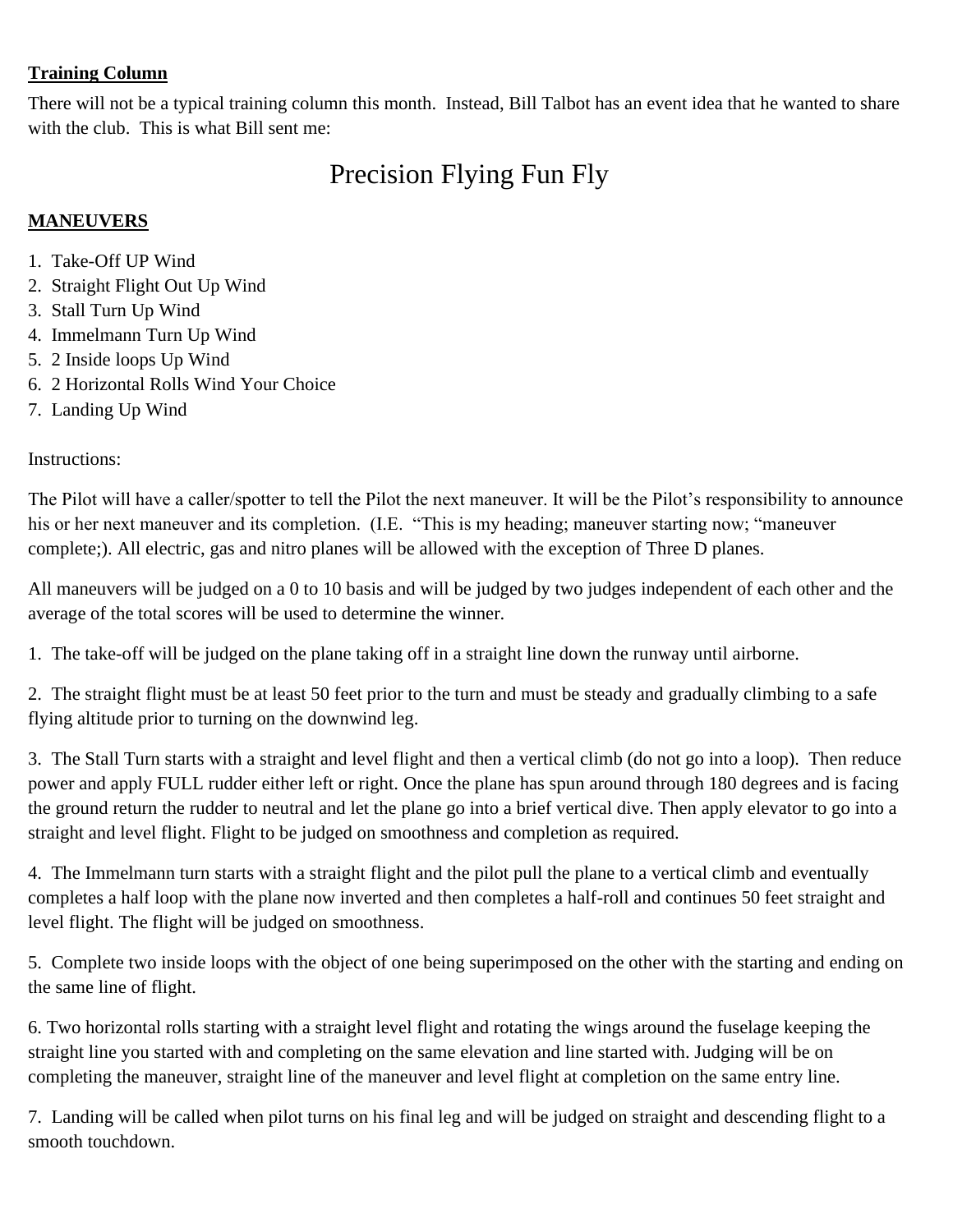**Training Column**

There will not be a typical training column this month. Instead, Bill Talbot has an event idea that he wanted to share with the club. This is what Bill sent me:

# Precision Flying Fun Fly

**MANEUVERS**

1. Take-Off UP Wind
2. Straight Flight Out Up Wind
3. Stall Turn Up Wind
4. Immelmann Turn Up Wind
5. 2 Inside loops Up Wind
6. 2 Horizontal Rolls Wind Your Choice
7. Landing Up Wind

Instructions:

The Pilot will have a caller/spotter to tell the Pilot the next maneuver. It will be the Pilot's responsibility to announce his or her next maneuver and its completion. (I.E. "This is my heading; maneuver starting now; "maneuver complete;). All electric, gas and nitro planes will be allowed with the exception of Three D planes.

All maneuvers will be judged on a 0 to 10 basis and will be judged by two judges independent of each other and the average of the total scores will be used to determine the winner.

1. The take-off will be judged on the plane taking off in a straight line down the runway until airborne.

2. The straight flight must be at least 50 feet prior to the turn and must be steady and gradually climbing to a safe flying altitude prior to turning on the downwind leg.

3. The Stall Turn starts with a straight and level flight and then a vertical climb (do not go into a loop). Then reduce power and apply FULL rudder either left or right. Once the plane has spun around through 180 degrees and is facing the ground return the rudder to neutral and let the plane go into a brief vertical dive. Then apply elevator to go into a straight and level flight. Flight to be judged on smoothness and completion as required.

4. The Immelmann turn starts with a straight flight and the pilot pull the plane to a vertical climb and eventually completes a half loop with the plane now inverted and then completes a half-roll and continues 50 feet straight and level flight. The flight will be judged on smoothness.

5. Complete two inside loops with the object of one being superimposed on the other with the starting and ending on the same line of flight.

6. Two horizontal rolls starting with a straight level flight and rotating the wings around the fuselage keeping the straight line you started with and completing on the same elevation and line started with. Judging will be on completing the maneuver, straight line of the maneuver and level flight at completion on the same entry line.

7. Landing will be called when pilot turns on his final leg and will be judged on straight and descending flight to a smooth touchdown.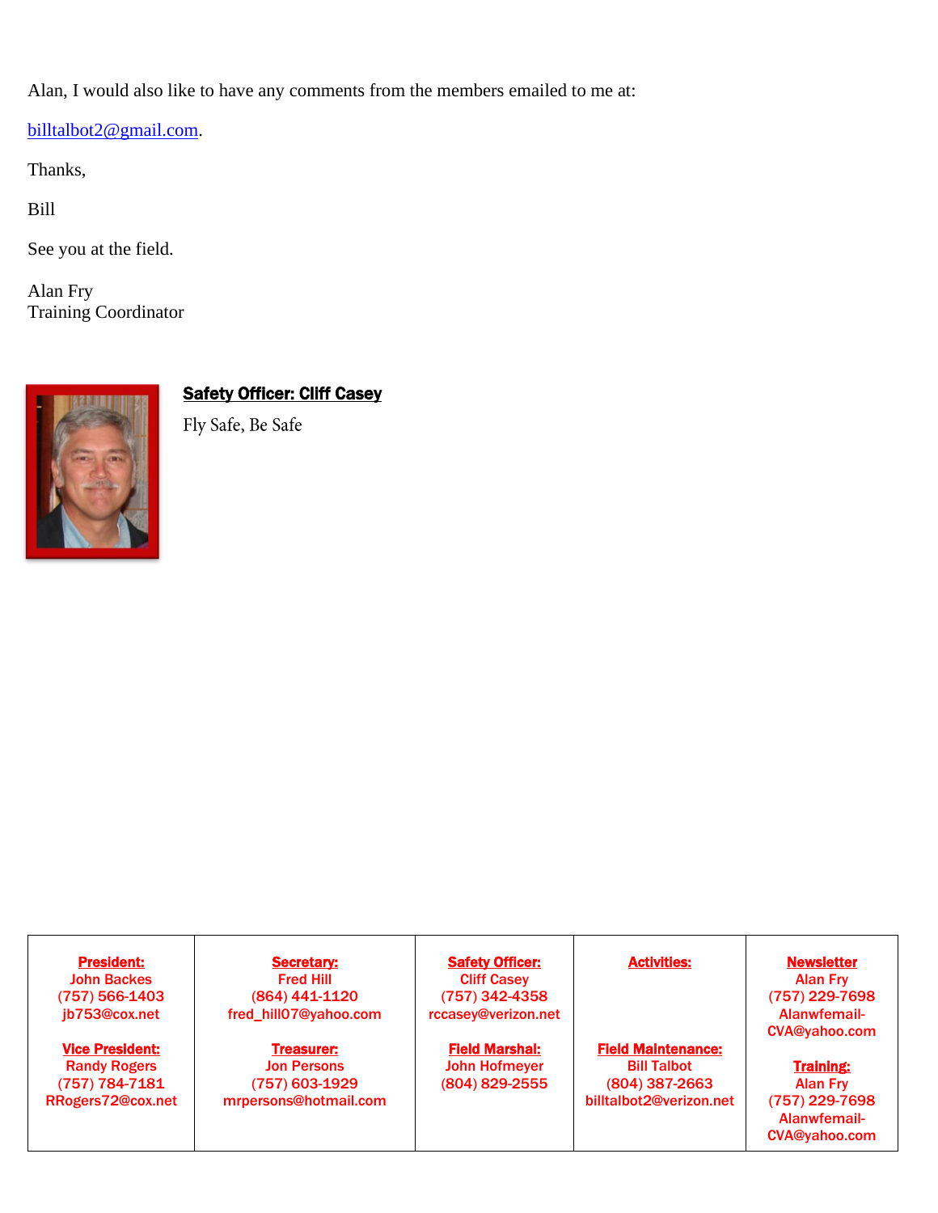Alan, I would also like to have any comments from the members emailed to me at:

billtalbot2@gmail.com.

Thanks,

Bill

See you at the field.

Alan Fry
Training Coordinator

**Safety Officer: Cliff Casey**

Fly Safe, Be Safe

| | | | | |
|---|---|---|---|---|
| **President:** John Backes (757) 566-1403 jb753@cox.net<br><br>**Vice President:** Randy Rogers (757) 784-7181 RRogers72@cox.net | **Secretary:** Fred Hill (864) 441-1120 fred_hill07@yahoo.com<br><br>**Treasurer:** Jon Persons (757) 603-1929 mrpersons@hotmail.com | **Safety Officer:** Cliff Casey (757) 342-4358 rccasey@verizon.net<br><br>**Field Marshal:** John Hofmeyer (804) 829-2555 | **Activities:**<br><br>**Field Maintenance:** Bill Talbot (804) 387-2663 billtalbot2@verizon.net | **Newsletter** Alan Fry (757) 229-7698 Alanwfemail-CVA@yahoo.com<br><br>**Training:** Alan Fry (757) 229-7698 Alanwfemail-CVA@yahoo.com |